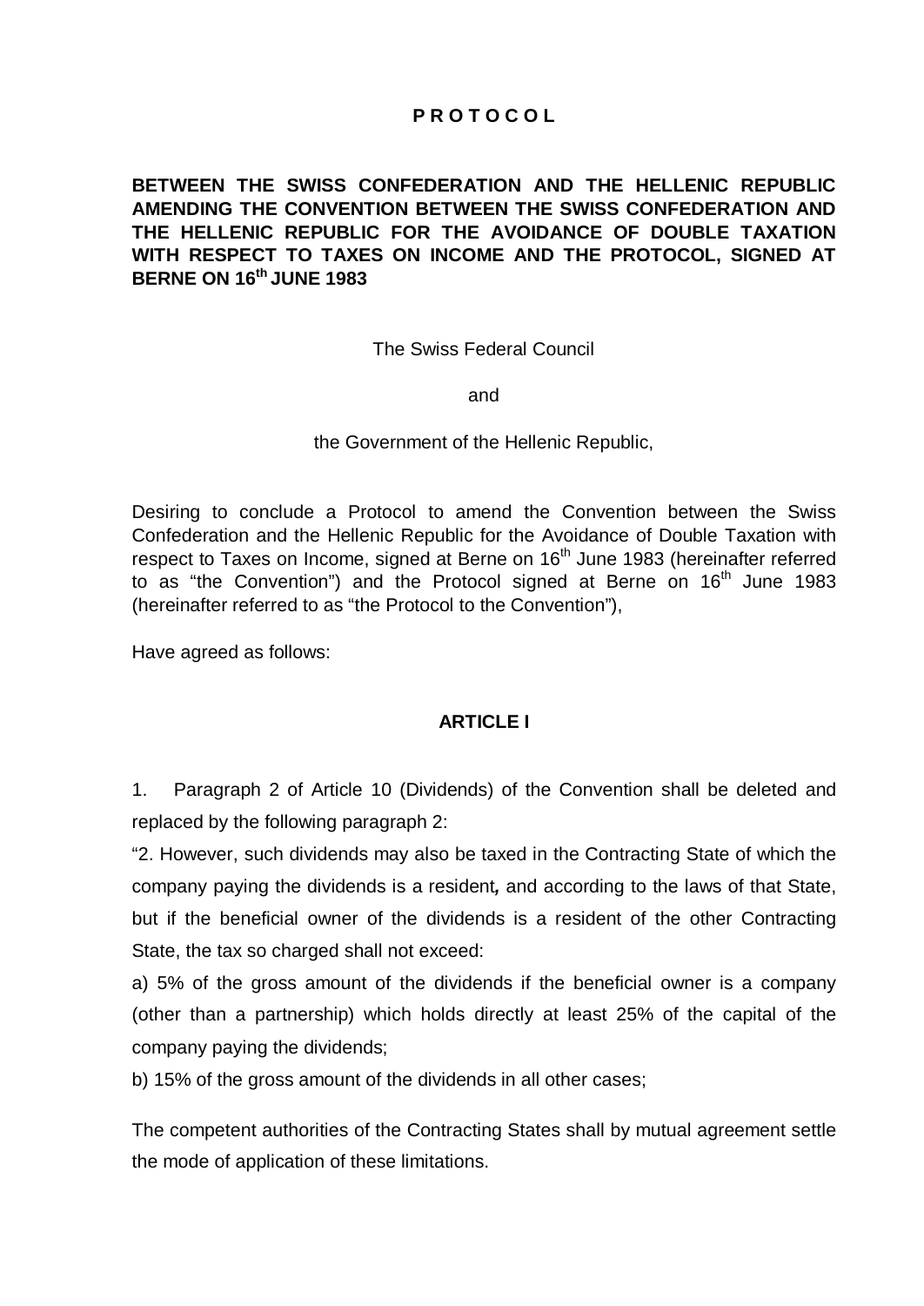# P R O T O C O L

## BETWEEN THE SWISS CONFEDERATION AND THE HELLENIC REPUBLIC AMENDING THE CONVENTION BETWEEN THE SWISS CONFEDERATION AND THE HELLENIC REPUBLIC FOR THE AVOIDANCE OF DOUBLE TAXATION WITH RESPECT TO TAXES ON INCOME AND THE PROTOCOL, SIGNED AT BERNE ON 16th JUNE 1983

The Swiss Federal Council

and

the Government of the Hellenic Republic,

Desiring to conclude a Protocol to amend the Convention between the Swiss Confederation and the Hellenic Republic for the Avoidance of Double Taxation with respect to Taxes on Income, signed at Berne on 16th June 1983 (hereinafter referred to as "the Convention") and the Protocol signed at Berne on 16th June 1983 (hereinafter referred to as "the Protocol to the Convention"),

Have agreed as follows:

### ARTICLE I

1. Paragraph 2 of Article 10 (Dividends) of the Convention shall be deleted and replaced by the following paragraph 2:

"2. However, such dividends may also be taxed in the Contracting State of which the company paying the dividends is a resident**,** and according to the laws of that State, but if the beneficial owner of the dividends is a resident of the other Contracting State, the tax so charged shall not exceed:

a) 5% of the gross amount of the dividends if the beneficial owner is a company (other than a partnership) which holds directly at least 25% of the capital of the company paying the dividends;

b) 15% of the gross amount of the dividends in all other cases;

The competent authorities of the Contracting States shall by mutual agreement settle the mode of application of these limitations.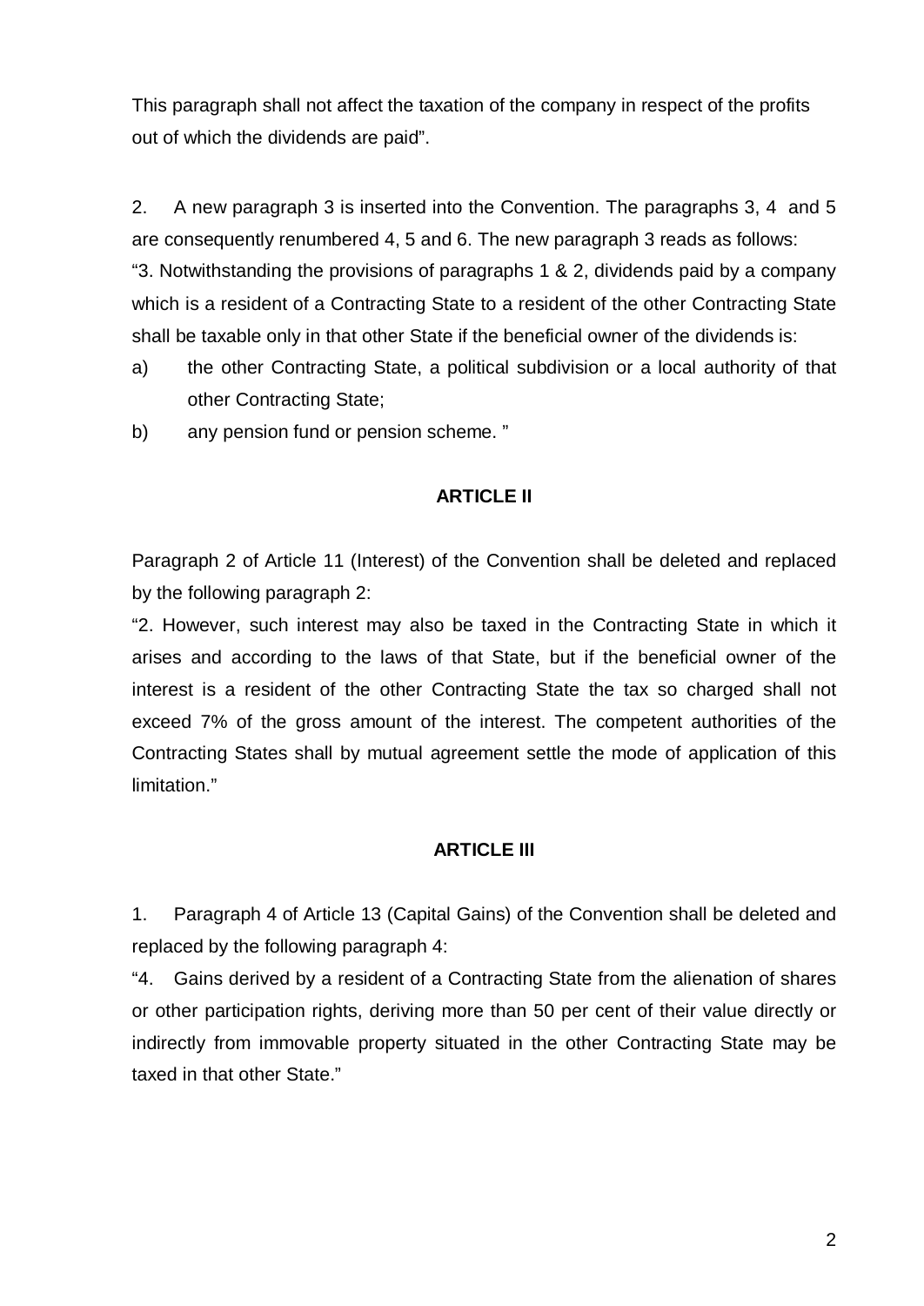This paragraph shall not affect the taxation of the company in respect of the profits out of which the dividends are paid".

2. A new paragraph 3 is inserted into the Convention. The paragraphs 3, 4 and 5 are consequently renumbered 4, 5 and 6. The new paragraph 3 reads as follows:

"3. Notwithstanding the provisions of paragraphs 1 & 2, dividends paid by a company which is a resident of a Contracting State to a resident of the other Contracting State shall be taxable only in that other State if the beneficial owner of the dividends is:

a) the other Contracting State, a political subdivision or a local authority of that other Contracting State;

b) any pension fund or pension scheme. "

**ARTICLE II**

Paragraph 2 of Article 11 (Interest) of the Convention shall be deleted and replaced by the following paragraph 2:

"2. However, such interest may also be taxed in the Contracting State in which it arises and according to the laws of that State, but if the beneficial owner of the interest is a resident of the other Contracting State the tax so charged shall not exceed 7% of the gross amount of the interest. The competent authorities of the Contracting States shall by mutual agreement settle the mode of application of this limitation."

**ARTICLE III**

1. Paragraph 4 of Article 13 (Capital Gains) of the Convention shall be deleted and replaced by the following paragraph 4:

"4. Gains derived by a resident of a Contracting State from the alienation of shares or other participation rights, deriving more than 50 per cent of their value directly or indirectly from immovable property situated in the other Contracting State may be taxed in that other State."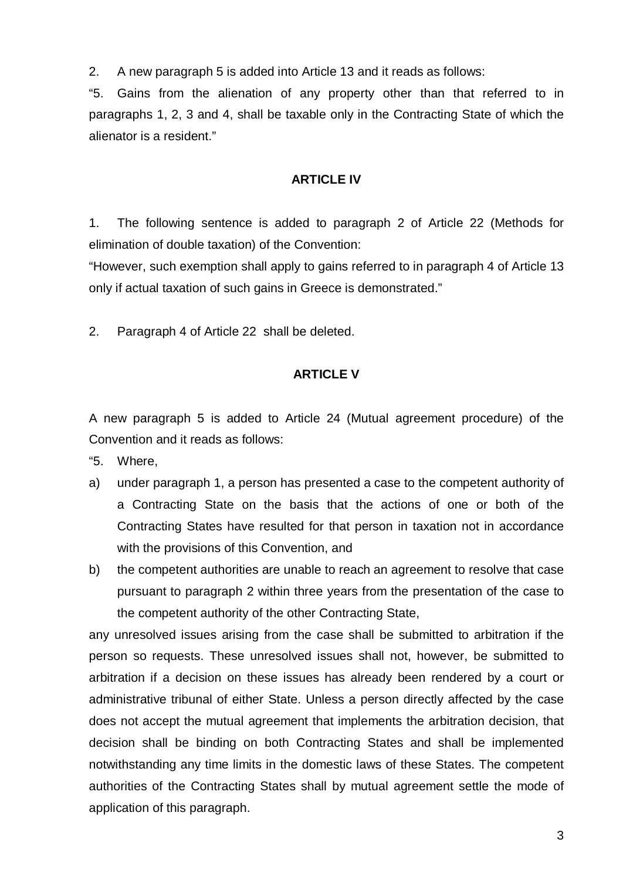2. A new paragraph 5 is added into Article 13 and it reads as follows:

"5. Gains from the alienation of any property other than that referred to in paragraphs 1, 2, 3 and 4, shall be taxable only in the Contracting State of which the alienator is a resident."

**ARTICLE IV**

1. The following sentence is added to paragraph 2 of Article 22 (Methods for elimination of double taxation) of the Convention:

"However, such exemption shall apply to gains referred to in paragraph 4 of Article 13 only if actual taxation of such gains in Greece is demonstrated."

2. Paragraph 4 of Article 22 shall be deleted.

**ARTICLE V**

A new paragraph 5 is added to Article 24 (Mutual agreement procedure) of the Convention and it reads as follows:

"5. Where,

a) under paragraph 1, a person has presented a case to the competent authority of a Contracting State on the basis that the actions of one or both of the Contracting States have resulted for that person in taxation not in accordance with the provisions of this Convention, and

b) the competent authorities are unable to reach an agreement to resolve that case pursuant to paragraph 2 within three years from the presentation of the case to the competent authority of the other Contracting State,

any unresolved issues arising from the case shall be submitted to arbitration if the person so requests. These unresolved issues shall not, however, be submitted to arbitration if a decision on these issues has already been rendered by a court or administrative tribunal of either State. Unless a person directly affected by the case does not accept the mutual agreement that implements the arbitration decision, that decision shall be binding on both Contracting States and shall be implemented notwithstanding any time limits in the domestic laws of these States. The competent authorities of the Contracting States shall by mutual agreement settle the mode of application of this paragraph.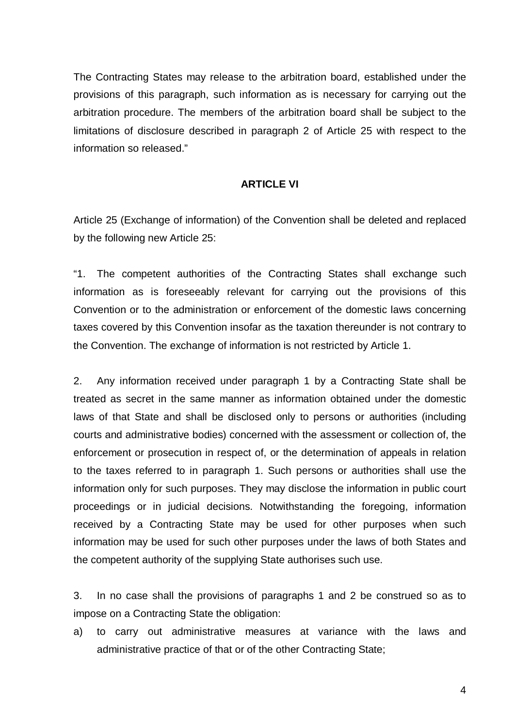The Contracting States may release to the arbitration board, established under the provisions of this paragraph, such information as is necessary for carrying out the arbitration procedure. The members of the arbitration board shall be subject to the limitations of disclosure described in paragraph 2 of Article 25 with respect to the information so released."

**ARTICLE VI**

Article 25 (Exchange of information) of the Convention shall be deleted and replaced by the following new Article 25:

"1. The competent authorities of the Contracting States shall exchange such information as is foreseeably relevant for carrying out the provisions of this Convention or to the administration or enforcement of the domestic laws concerning taxes covered by this Convention insofar as the taxation thereunder is not contrary to the Convention. The exchange of information is not restricted by Article 1.

2. Any information received under paragraph 1 by a Contracting State shall be treated as secret in the same manner as information obtained under the domestic laws of that State and shall be disclosed only to persons or authorities (including courts and administrative bodies) concerned with the assessment or collection of, the enforcement or prosecution in respect of, or the determination of appeals in relation to the taxes referred to in paragraph 1. Such persons or authorities shall use the information only for such purposes. They may disclose the information in public court proceedings or in judicial decisions. Notwithstanding the foregoing, information received by a Contracting State may be used for other purposes when such information may be used for such other purposes under the laws of both States and the competent authority of the supplying State authorises such use.

3. In no case shall the provisions of paragraphs 1 and 2 be construed so as to impose on a Contracting State the obligation:

a) to carry out administrative measures at variance with the laws and administrative practice of that or of the other Contracting State;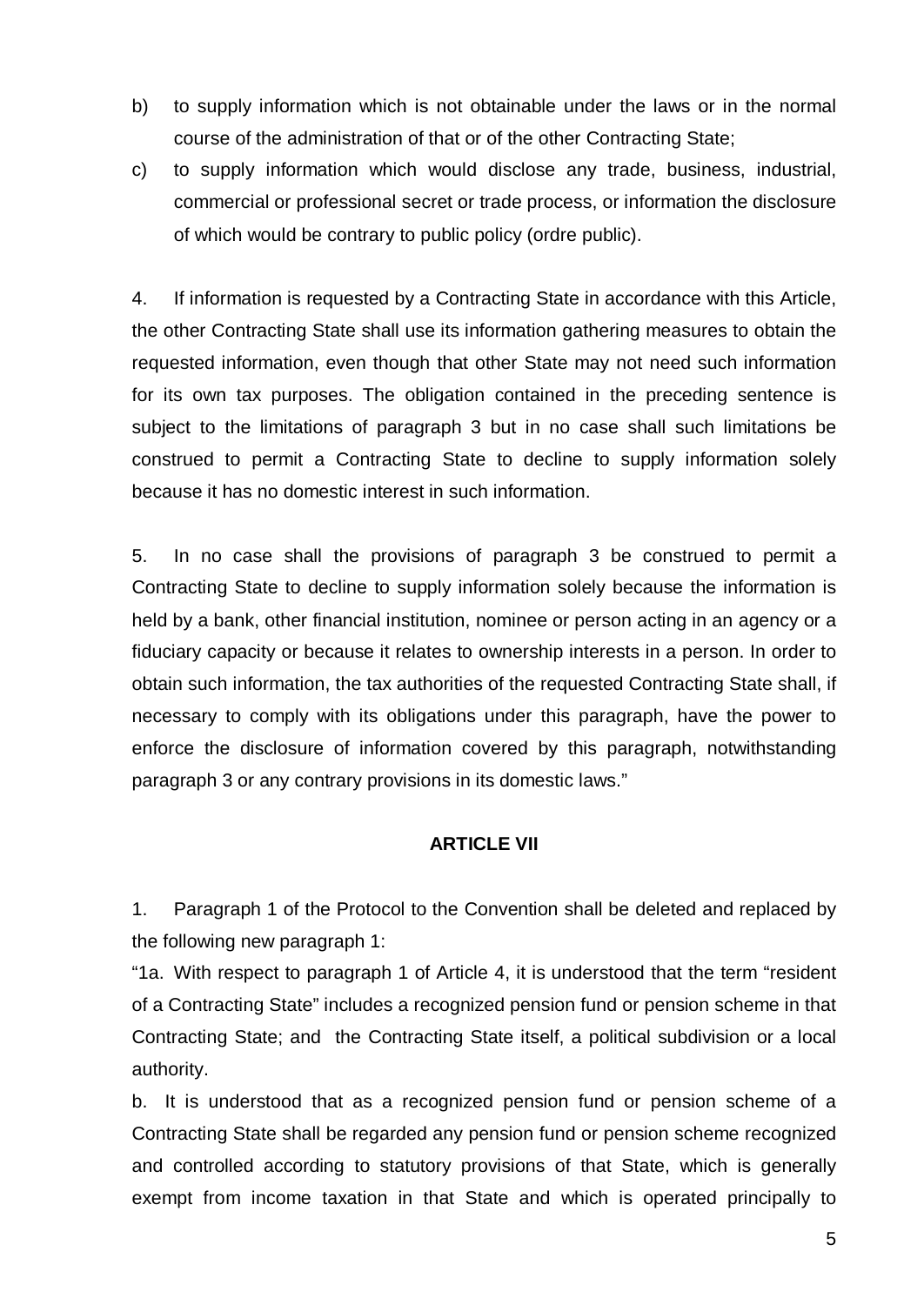b) to supply information which is not obtainable under the laws or in the normal course of the administration of that or of the other Contracting State;

c) to supply information which would disclose any trade, business, industrial, commercial or professional secret or trade process, or information the disclosure of which would be contrary to public policy (ordre public).

4. If information is requested by a Contracting State in accordance with this Article, the other Contracting State shall use its information gathering measures to obtain the requested information, even though that other State may not need such information for its own tax purposes. The obligation contained in the preceding sentence is subject to the limitations of paragraph 3 but in no case shall such limitations be construed to permit a Contracting State to decline to supply information solely because it has no domestic interest in such information.

5. In no case shall the provisions of paragraph 3 be construed to permit a Contracting State to decline to supply information solely because the information is held by a bank, other financial institution, nominee or person acting in an agency or a fiduciary capacity or because it relates to ownership interests in a person. In order to obtain such information, the tax authorities of the requested Contracting State shall, if necessary to comply with its obligations under this paragraph, have the power to enforce the disclosure of information covered by this paragraph, notwithstanding paragraph 3 or any contrary provisions in its domestic laws."

**ARTICLE VII**

1. Paragraph 1 of the Protocol to the Convention shall be deleted and replaced by the following new paragraph 1:

"1a. With respect to paragraph 1 of Article 4, it is understood that the term "resident of a Contracting State" includes a recognized pension fund or pension scheme in that Contracting State; and the Contracting State itself, a political subdivision or a local authority.

b. It is understood that as a recognized pension fund or pension scheme of a Contracting State shall be regarded any pension fund or pension scheme recognized and controlled according to statutory provisions of that State, which is generally exempt from income taxation in that State and which is operated principally to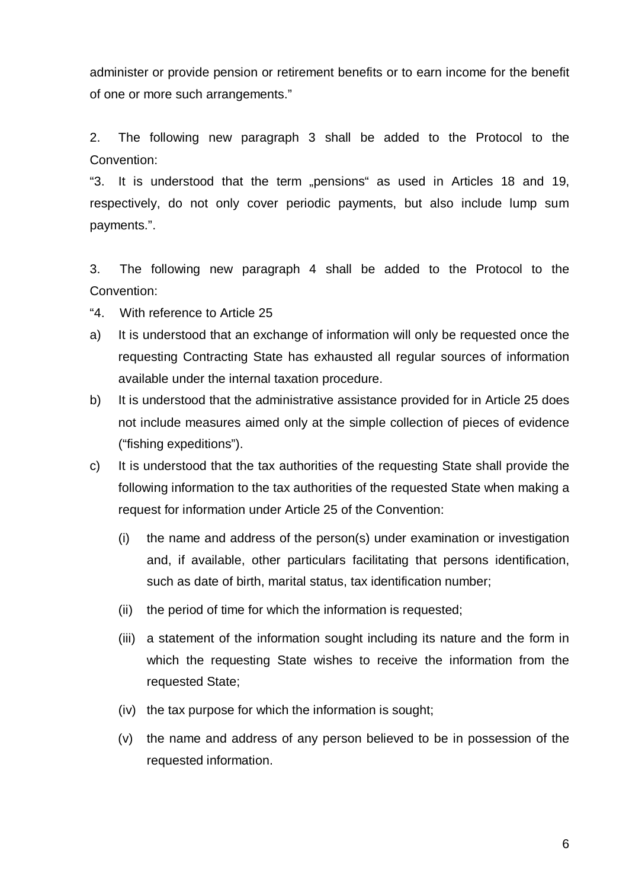administer or provide pension or retirement benefits or to earn income for the benefit of one or more such arrangements."

2. The following new paragraph 3 shall be added to the Protocol to the Convention:

"3. It is understood that the term „pensions" as used in Articles 18 and 19, respectively, do not only cover periodic payments, but also include lump sum payments.".

3. The following new paragraph 4 shall be added to the Protocol to the Convention:

"4. With reference to Article 25

a) It is understood that an exchange of information will only be requested once the requesting Contracting State has exhausted all regular sources of information available under the internal taxation procedure.

b) It is understood that the administrative assistance provided for in Article 25 does not include measures aimed only at the simple collection of pieces of evidence ("fishing expeditions").

c) It is understood that the tax authorities of the requesting State shall provide the following information to the tax authorities of the requested State when making a request for information under Article 25 of the Convention:

   (i) the name and address of the person(s) under examination or investigation and, if available, other particulars facilitating that persons identification, such as date of birth, marital status, tax identification number;

   (ii) the period of time for which the information is requested;

   (iii) a statement of the information sought including its nature and the form in which the requesting State wishes to receive the information from the requested State;

   (iv) the tax purpose for which the information is sought;

   (v) the name and address of any person believed to be in possession of the requested information.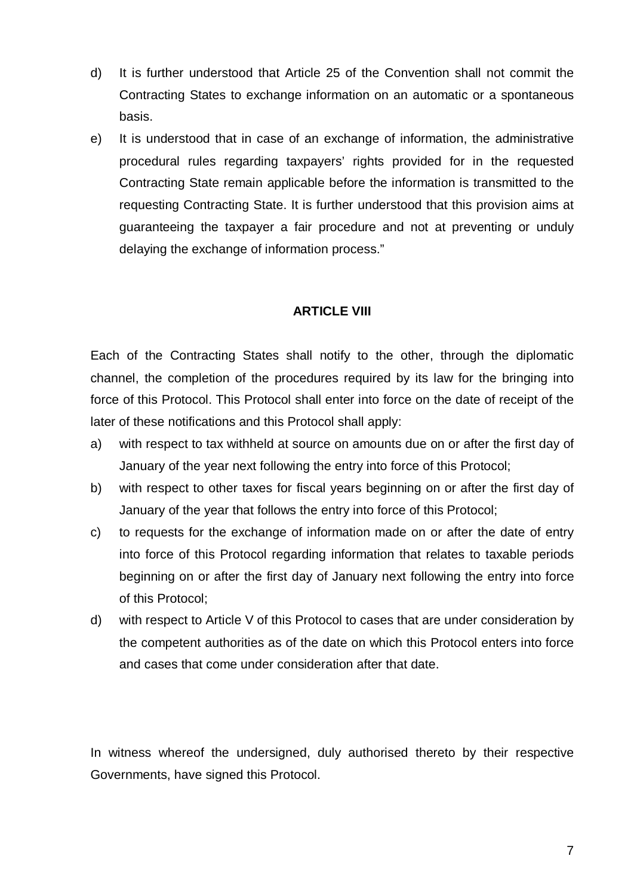d) It is further understood that Article 25 of the Convention shall not commit the Contracting States to exchange information on an automatic or a spontaneous basis.

e) It is understood that in case of an exchange of information, the administrative procedural rules regarding taxpayers' rights provided for in the requested Contracting State remain applicable before the information is transmitted to the requesting Contracting State. It is further understood that this provision aims at guaranteeing the taxpayer a fair procedure and not at preventing or unduly delaying the exchange of information process."

**ARTICLE VIII**

Each of the Contracting States shall notify to the other, through the diplomatic channel, the completion of the procedures required by its law for the bringing into force of this Protocol. This Protocol shall enter into force on the date of receipt of the later of these notifications and this Protocol shall apply:

a) with respect to tax withheld at source on amounts due on or after the first day of January of the year next following the entry into force of this Protocol;

b) with respect to other taxes for fiscal years beginning on or after the first day of January of the year that follows the entry into force of this Protocol;

c) to requests for the exchange of information made on or after the date of entry into force of this Protocol regarding information that relates to taxable periods beginning on or after the first day of January next following the entry into force of this Protocol;

d) with respect to Article V of this Protocol to cases that are under consideration by the competent authorities as of the date on which this Protocol enters into force and cases that come under consideration after that date.

In witness whereof the undersigned, duly authorised thereto by their respective Governments, have signed this Protocol.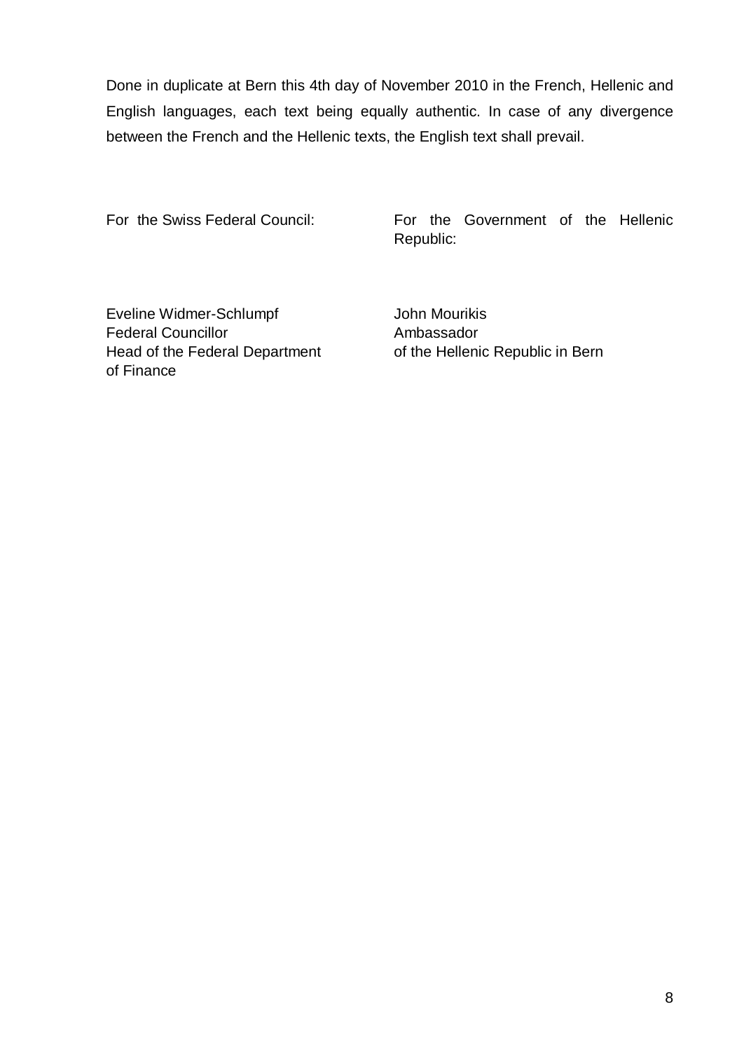Done in duplicate at Bern this 4th day of November 2010 in the French, Hellenic and English languages, each text being equally authentic. In case of any divergence between the French and the Hellenic texts, the English text shall prevail.

| | |
|---|---|
| For the Swiss Federal Council: | For the Government of the Hellenic Republic: |
| Eveline Widmer-Schlumpf<br>Federal Councillor<br>Head of the Federal Department of Finance | John Mourikis<br>Ambassador<br>of the Hellenic Republic in Bern |